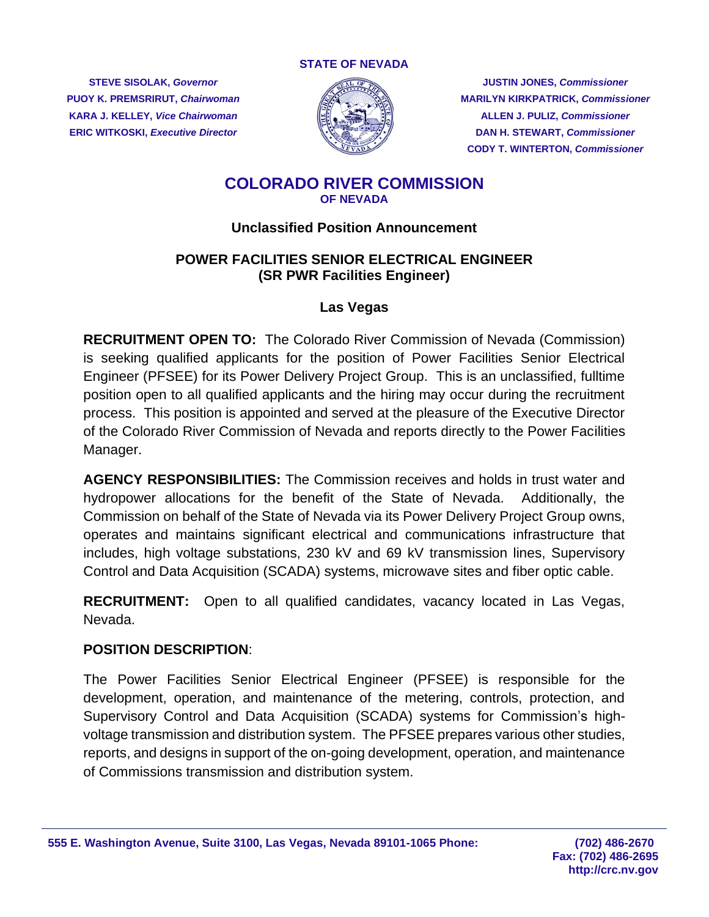STATE OF NEVADA

**STEVE SISOLAK,** ***Governor***
**PUOY K. PREMSRIRUT,** ***Chairwoman***
**KARA J. KELLEY,** ***Vice Chairwoman***
**ERIC WITKOSKI,** ***Executive Director***

**JUSTIN JONES,** ***Commissioner***
**MARILYN KIRKPATRICK,** ***Commissioner***
**ALLEN J. PULIZ,** ***Commissioner***
**DAN H. STEWART,** ***Commissioner***
**CODY T. WINTERTON,** ***Commissioner***

# COLORADO RIVER COMMISSION
## OF NEVADA

### Unclassified Position Announcement

### POWER FACILITIES SENIOR ELECTRICAL ENGINEER (SR PWR Facilities Engineer)

### Las Vegas

**RECRUITMENT OPEN TO:** The Colorado River Commission of Nevada (Commission) is seeking qualified applicants for the position of Power Facilities Senior Electrical Engineer (PFSEE) for its Power Delivery Project Group. This is an unclassified, fulltime position open to all qualified applicants and the hiring may occur during the recruitment process. This position is appointed and served at the pleasure of the Executive Director of the Colorado River Commission of Nevada and reports directly to the Power Facilities Manager.

**AGENCY RESPONSIBILITIES:** The Commission receives and holds in trust water and hydropower allocations for the benefit of the State of Nevada. Additionally, the Commission on behalf of the State of Nevada via its Power Delivery Project Group owns, operates and maintains significant electrical and communications infrastructure that includes, high voltage substations, 230 kV and 69 kV transmission lines, Supervisory Control and Data Acquisition (SCADA) systems, microwave sites and fiber optic cable.

**RECRUITMENT:** Open to all qualified candidates, vacancy located in Las Vegas, Nevada.

**POSITION DESCRIPTION**:

The Power Facilities Senior Electrical Engineer (PFSEE) is responsible for the development, operation, and maintenance of the metering, controls, protection, and Supervisory Control and Data Acquisition (SCADA) systems for Commission's high-voltage transmission and distribution system. The PFSEE prepares various other studies, reports, and designs in support of the on-going development, operation, and maintenance of Commissions transmission and distribution system.

555 E. Washington Avenue, Suite 3100, Las Vegas, Nevada 89101-1065 Phone: (702) 486-2670
Fax: (702) 486-2695
http://crc.nv.gov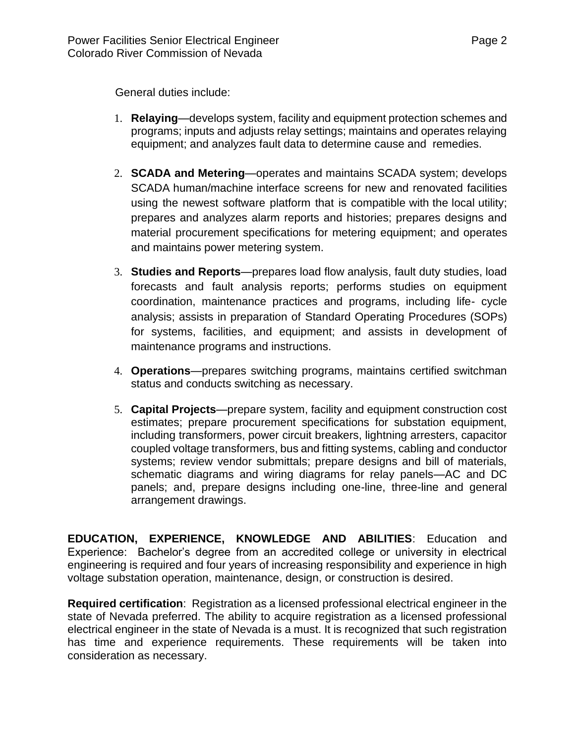General duties include:

1. **Relaying**—develops system, facility and equipment protection schemes and programs; inputs and adjusts relay settings; maintains and operates relaying equipment; and analyzes fault data to determine cause and remedies.

2. **SCADA and Metering**—operates and maintains SCADA system; develops SCADA human/machine interface screens for new and renovated facilities using the newest software platform that is compatible with the local utility; prepares and analyzes alarm reports and histories; prepares designs and material procurement specifications for metering equipment; and operates and maintains power metering system.

3. **Studies and Reports**—prepares load flow analysis, fault duty studies, load forecasts and fault analysis reports; performs studies on equipment coordination, maintenance practices and programs, including life- cycle analysis; assists in preparation of Standard Operating Procedures (SOPs) for systems, facilities, and equipment; and assists in development of maintenance programs and instructions.

4. **Operations**—prepares switching programs, maintains certified switchman status and conducts switching as necessary.

5. **Capital Projects**—prepare system, facility and equipment construction cost estimates; prepare procurement specifications for substation equipment, including transformers, power circuit breakers, lightning arresters, capacitor coupled voltage transformers, bus and fitting systems, cabling and conductor systems; review vendor submittals; prepare designs and bill of materials, schematic diagrams and wiring diagrams for relay panels—AC and DC panels; and, prepare designs including one-line, three-line and general arrangement drawings.

**EDUCATION, EXPERIENCE, KNOWLEDGE AND ABILITIES**: Education and Experience: Bachelor's degree from an accredited college or university in electrical engineering is required and four years of increasing responsibility and experience in high voltage substation operation, maintenance, design, or construction is desired.

**Required certification**: Registration as a licensed professional electrical engineer in the state of Nevada preferred. The ability to acquire registration as a licensed professional electrical engineer in the state of Nevada is a must. It is recognized that such registration has time and experience requirements. These requirements will be taken into consideration as necessary.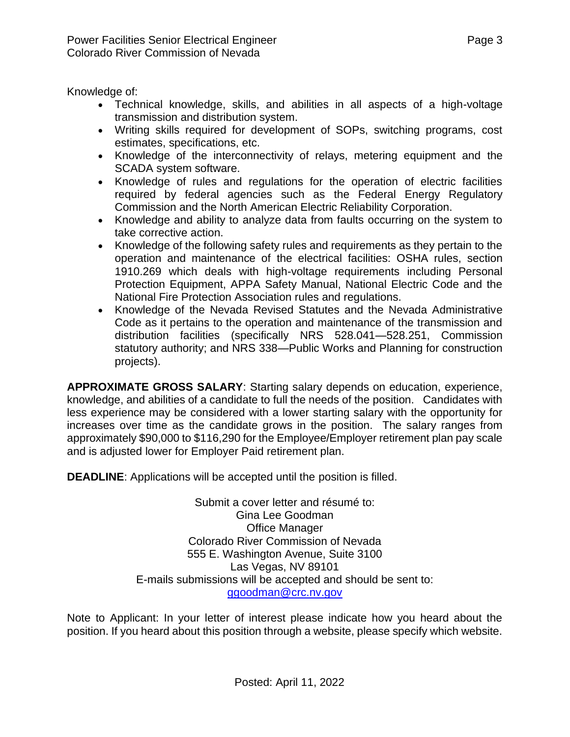Knowledge of:

- Technical knowledge, skills, and abilities in all aspects of a high-voltage transmission and distribution system.
- Writing skills required for development of SOPs, switching programs, cost estimates, specifications, etc.
- Knowledge of the interconnectivity of relays, metering equipment and the SCADA system software.
- Knowledge of rules and regulations for the operation of electric facilities required by federal agencies such as the Federal Energy Regulatory Commission and the North American Electric Reliability Corporation.
- Knowledge and ability to analyze data from faults occurring on the system to take corrective action.
- Knowledge of the following safety rules and requirements as they pertain to the operation and maintenance of the electrical facilities: OSHA rules, section 1910.269 which deals with high-voltage requirements including Personal Protection Equipment, APPA Safety Manual, National Electric Code and the National Fire Protection Association rules and regulations.
- Knowledge of the Nevada Revised Statutes and the Nevada Administrative Code as it pertains to the operation and maintenance of the transmission and distribution facilities (specifically NRS 528.041—528.251, Commission statutory authority; and NRS 338—Public Works and Planning for construction projects).

**APPROXIMATE GROSS SALARY**: Starting salary depends on education, experience, knowledge, and abilities of a candidate to full the needs of the position. Candidates with less experience may be considered with a lower starting salary with the opportunity for increases over time as the candidate grows in the position. The salary ranges from approximately $90,000 to $116,290 for the Employee/Employer retirement plan pay scale and is adjusted lower for Employer Paid retirement plan.

**DEADLINE**: Applications will be accepted until the position is filled.

Submit a cover letter and résumé to:
Gina Lee Goodman
Office Manager
Colorado River Commission of Nevada
555 E. Washington Avenue, Suite 3100
Las Vegas, NV 89101
E-mails submissions will be accepted and should be sent to:
ggoodman@crc.nv.gov

Note to Applicant: In your letter of interest please indicate how you heard about the position. If you heard about this position through a website, please specify which website.

Posted: April 11, 2022